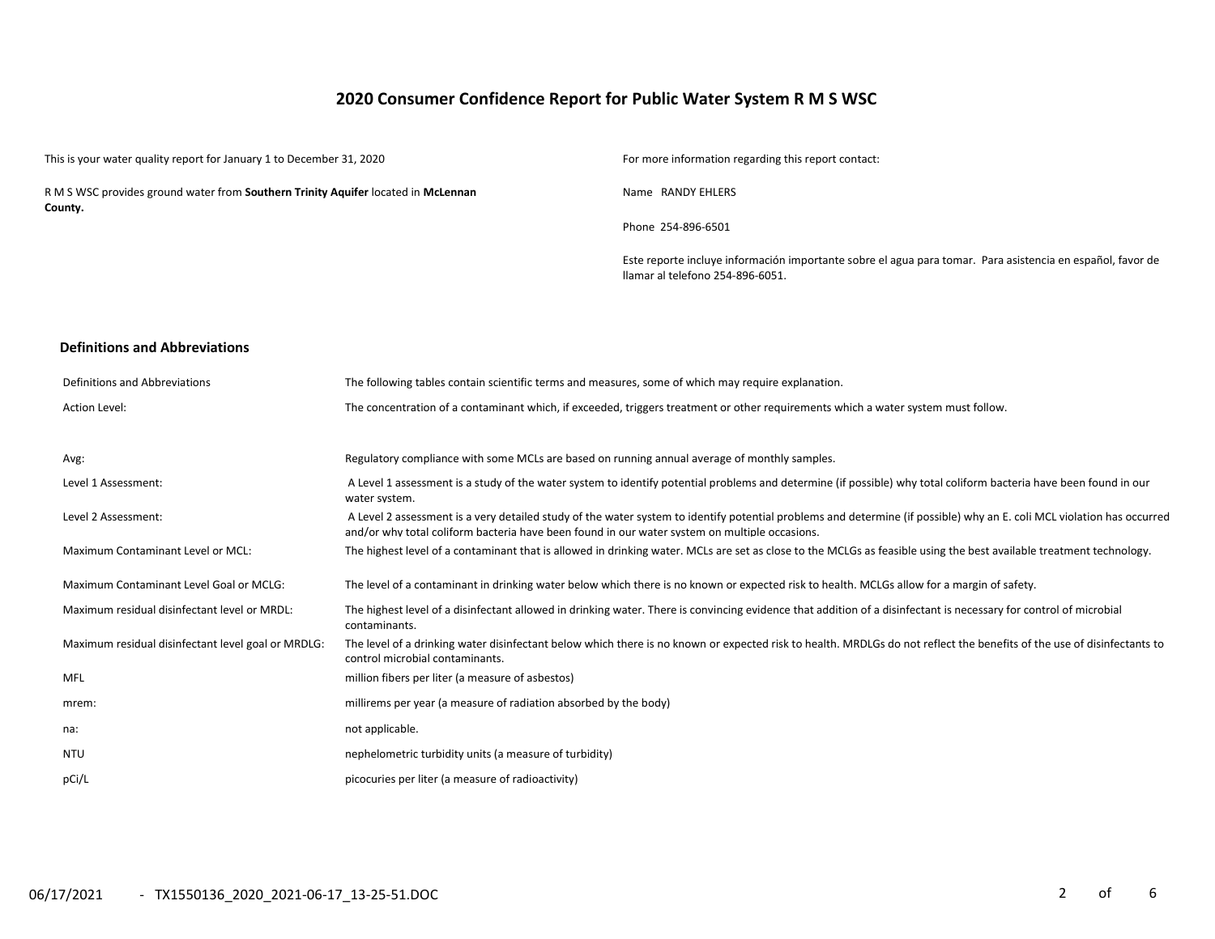# 2020 Consumer Confidence Report for Public Water System R M S WSC

This is your water quality report for January 1 to December 31, 2020

R M S WSC provides ground water from **Southern Trinity Aquifer** located in **McLennan County.**

For more information regarding this report contact:

Name RANDY EHLERS

Phone 254-896-6501

Este reporte incluye información importante sobre el agua para tomar. Para asistencia en español, favor de llamar al telefono 254-896-6051.

## Definitions and Abbreviations

| | |
|---|---|
| Definitions and Abbreviations | The following tables contain scientific terms and measures, some of which may require explanation. |
| Action Level: | The concentration of a contaminant which, if exceeded, triggers treatment or other requirements which a water system must follow. |
| Avg: | Regulatory compliance with some MCLs are based on running annual average of monthly samples. |
| Level 1 Assessment: | A Level 1 assessment is a study of the water system to identify potential problems and determine (if possible) why total coliform bacteria have been found in our water system. |
| Level 2 Assessment: | A Level 2 assessment is a very detailed study of the water system to identify potential problems and determine (if possible) why an E. coli MCL violation has occurred and/or why total coliform bacteria have been found in our water system on multiple occasions. |
| Maximum Contaminant Level or MCL: | The highest level of a contaminant that is allowed in drinking water. MCLs are set as close to the MCLGs as feasible using the best available treatment technology. |
| Maximum Contaminant Level Goal or MCLG: | The level of a contaminant in drinking water below which there is no known or expected risk to health. MCLGs allow for a margin of safety. |
| Maximum residual disinfectant level or MRDL: | The highest level of a disinfectant allowed in drinking water. There is convincing evidence that addition of a disinfectant is necessary for control of microbial contaminants. |
| Maximum residual disinfectant level goal or MRDLG: | The level of a drinking water disinfectant below which there is no known or expected risk to health. MRDLGs do not reflect the benefits of the use of disinfectants to control microbial contaminants. |
| MFL | million fibers per liter (a measure of asbestos) |
| mrem: | millirems per year (a measure of radiation absorbed by the body) |
| na: | not applicable. |
| NTU | nephelometric turbidity units (a measure of turbidity) |
| pCi/L | picocuries per liter (a measure of radioactivity) |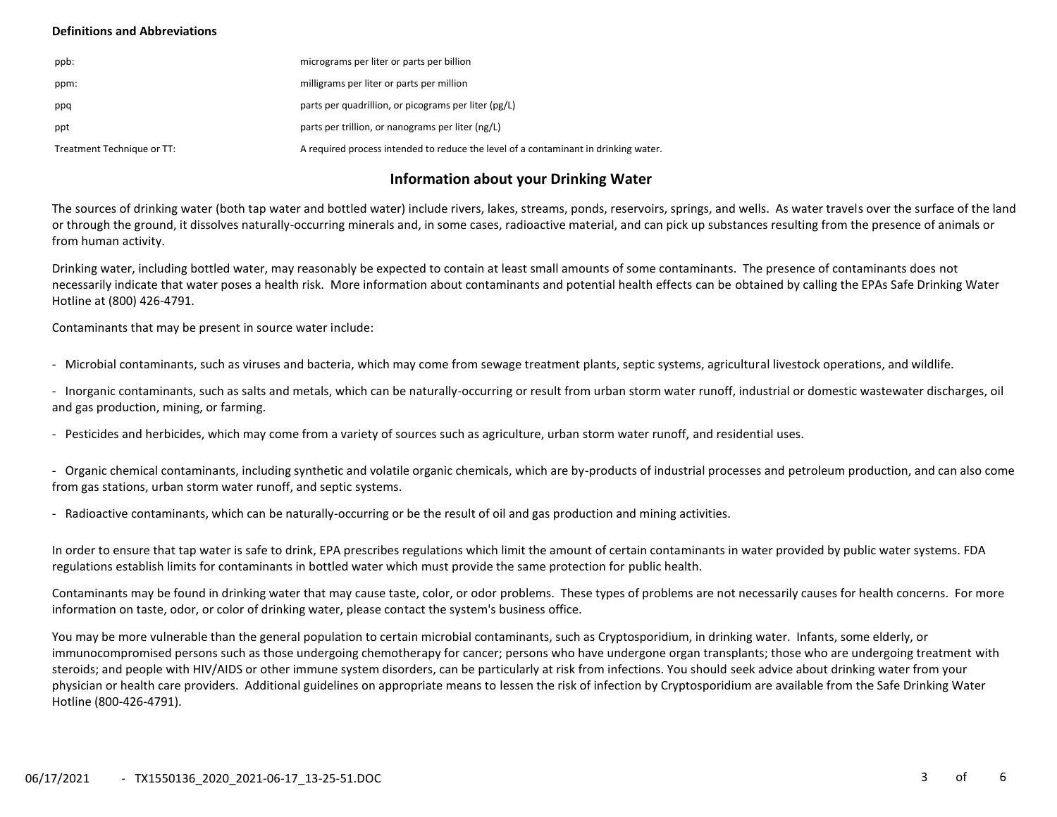**Definitions and Abbreviations**

| | |
|---|---|
| ppb: | micrograms per liter or parts per billion |
| ppm: | milligrams per liter or parts per million |
| ppq | parts per quadrillion, or picograms per liter (pg/L) |
| ppt | parts per trillion, or nanograms per liter (ng/L) |
| Treatment Technique or TT: | A required process intended to reduce the level of a contaminant in drinking water. |

## Information about your Drinking Water

The sources of drinking water (both tap water and bottled water) include rivers, lakes, streams, ponds, reservoirs, springs, and wells. As water travels over the surface of the land or through the ground, it dissolves naturally-occurring minerals and, in some cases, radioactive material, and can pick up substances resulting from the presence of animals or from human activity.

Drinking water, including bottled water, may reasonably be expected to contain at least small amounts of some contaminants. The presence of contaminants does not necessarily indicate that water poses a health risk. More information about contaminants and potential health effects can be obtained by calling the EPAs Safe Drinking Water Hotline at (800) 426-4791.

Contaminants that may be present in source water include:

- Microbial contaminants, such as viruses and bacteria, which may come from sewage treatment plants, septic systems, agricultural livestock operations, and wildlife.
- Inorganic contaminants, such as salts and metals, which can be naturally-occurring or result from urban storm water runoff, industrial or domestic wastewater discharges, oil and gas production, mining, or farming.
- Pesticides and herbicides, which may come from a variety of sources such as agriculture, urban storm water runoff, and residential uses.
- Organic chemical contaminants, including synthetic and volatile organic chemicals, which are by-products of industrial processes and petroleum production, and can also come from gas stations, urban storm water runoff, and septic systems.
- Radioactive contaminants, which can be naturally-occurring or be the result of oil and gas production and mining activities.

In order to ensure that tap water is safe to drink, EPA prescribes regulations which limit the amount of certain contaminants in water provided by public water systems. FDA regulations establish limits for contaminants in bottled water which must provide the same protection for public health.

Contaminants may be found in drinking water that may cause taste, color, or odor problems. These types of problems are not necessarily causes for health concerns. For more information on taste, odor, or color of drinking water, please contact the system's business office.

You may be more vulnerable than the general population to certain microbial contaminants, such as Cryptosporidium, in drinking water. Infants, some elderly, or immunocompromised persons such as those undergoing chemotherapy for cancer; persons who have undergone organ transplants; those who are undergoing treatment with steroids; and people with HIV/AIDS or other immune system disorders, can be particularly at risk from infections. You should seek advice about drinking water from your physician or health care providers. Additional guidelines on appropriate means to lessen the risk of infection by Cryptosporidium are available from the Safe Drinking Water Hotline (800-426-4791).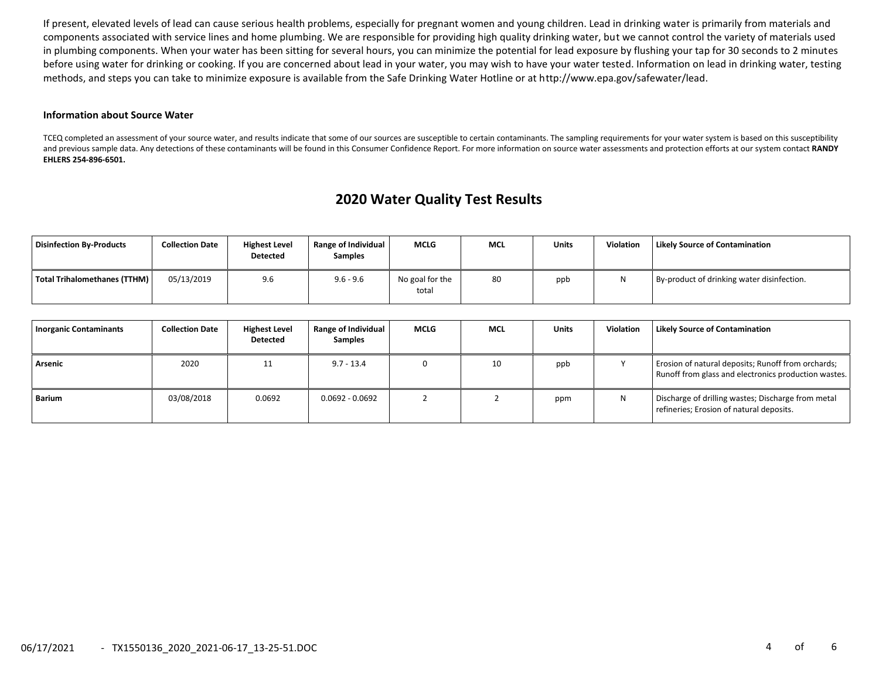If present, elevated levels of lead can cause serious health problems, especially for pregnant women and young children. Lead in drinking water is primarily from materials and components associated with service lines and home plumbing. We are responsible for providing high quality drinking water, but we cannot control the variety of materials used in plumbing components. When your water has been sitting for several hours, you can minimize the potential for lead exposure by flushing your tap for 30 seconds to 2 minutes before using water for drinking or cooking. If you are concerned about lead in your water, you may wish to have your water tested. Information on lead in drinking water, testing methods, and steps you can take to minimize exposure is available from the Safe Drinking Water Hotline or at http://www.epa.gov/safewater/lead.

**Information about Source Water**

TCEQ completed an assessment of your source water, and results indicate that some of our sources are susceptible to certain contaminants. The sampling requirements for your water system is based on this susceptibility and previous sample data. Any detections of these contaminants will be found in this Consumer Confidence Report. For more information on source water assessments and protection efforts at our system contact **RANDY EHLERS 254-896-6501.**

## 2020 Water Quality Test Results

| Disinfection By-Products | Collection Date | Highest Level Detected | Range of Individual Samples | MCLG | MCL | Units | Violation | Likely Source of Contamination |
|---|---|---|---|---|---|---|---|---|
| Total Trihalomethanes (TTHM) | 05/13/2019 | 9.6 | 9.6 - 9.6 | No goal for the total | 80 | ppb | N | By-product of drinking water disinfection. |

| Inorganic Contaminants | Collection Date | Highest Level Detected | Range of Individual Samples | MCLG | MCL | Units | Violation | Likely Source of Contamination |
|---|---|---|---|---|---|---|---|---|
| Arsenic | 2020 | 11 | 9.7 - 13.4 | 0 | 10 | ppb | Y | Erosion of natural deposits; Runoff from orchards; Runoff from glass and electronics production wastes. |
| Barium | 03/08/2018 | 0.0692 | 0.0692 - 0.0692 | 2 | 2 | ppm | N | Discharge of drilling wastes; Discharge from metal refineries; Erosion of natural deposits. |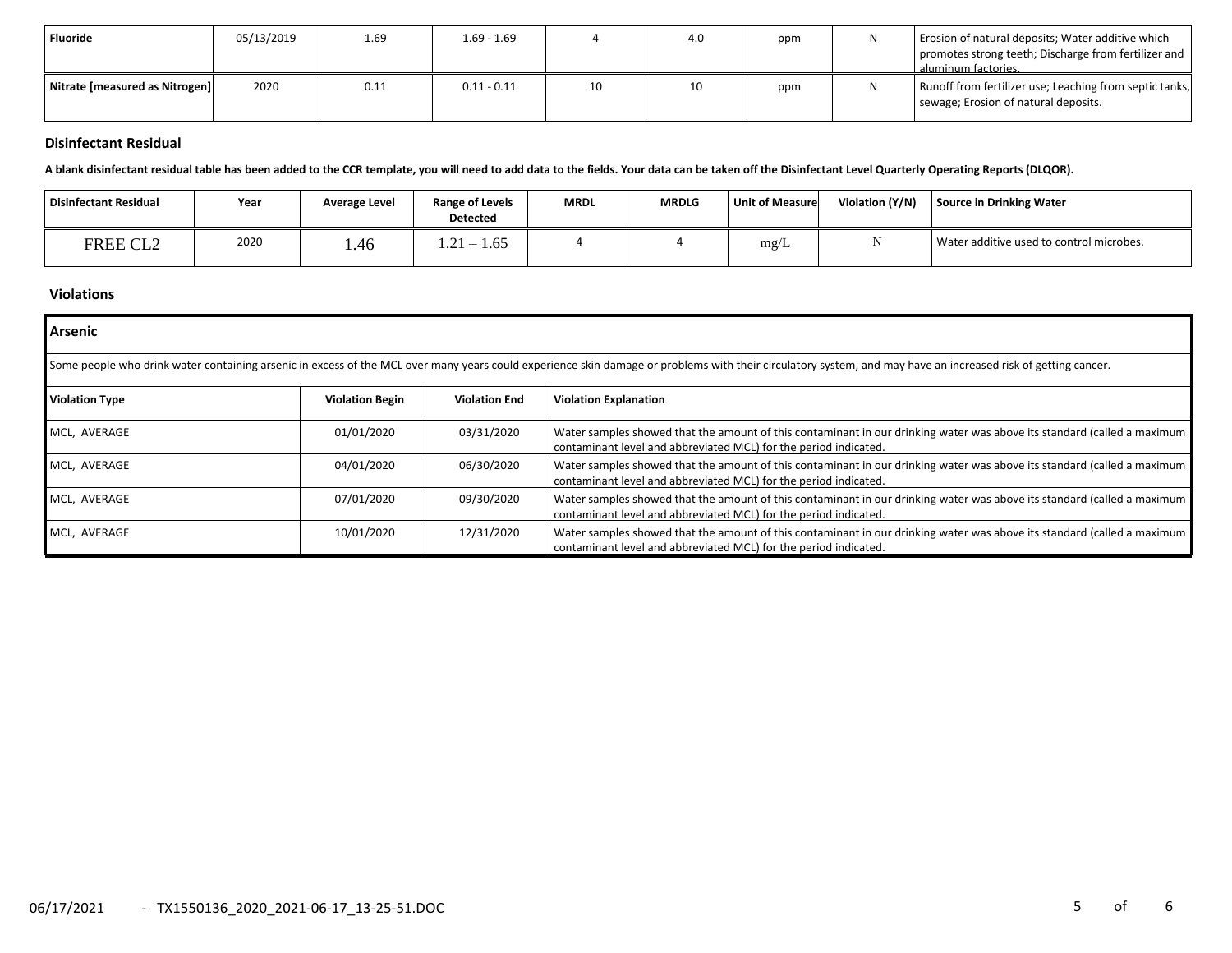| Fluoride | 05/13/2019 | 1.69 | 1.69 - 1.69 | 4 | 4.0 | ppm | N | Erosion of natural deposits; Water additive which promotes strong teeth; Discharge from fertilizer and aluminum factories. |
|---|---|---|---|---|---|---|---|---|
| Nitrate [measured as Nitrogen] | 2020 | 0.11 | 0.11 - 0.11 | 10 | 10 | ppm | N | Runoff from fertilizer use; Leaching from septic tanks, sewage; Erosion of natural deposits. |

### Disinfectant Residual

**A blank disinfectant residual table has been added to the CCR template, you will need to add data to the fields. Your data can be taken off the Disinfectant Level Quarterly Operating Reports (DLQOR).**

| Disinfectant Residual | Year | Average Level | Range of Levels Detected | MRDL | MRDLG | Unit of Measure | Violation (Y/N) | Source in Drinking Water |
|---|---|---|---|---|---|---|---|---|
| FREE CL2 | 2020 | 1.46 | 1.21 – 1.65 | 4 | 4 | mg/L | N | Water additive used to control microbes. |

### Violations

| Arsenic | | | |
|---|---|---|---|
| Some people who drink water containing arsenic in excess of the MCL over many years could experience skin damage or problems with their circulatory system, and may have an increased risk of getting cancer. | | | |
| **Violation Type** | **Violation Begin** | **Violation End** | **Violation Explanation** |
| MCL, AVERAGE | 01/01/2020 | 03/31/2020 | Water samples showed that the amount of this contaminant in our drinking water was above its standard (called a maximum contaminant level and abbreviated MCL) for the period indicated. |
| MCL, AVERAGE | 04/01/2020 | 06/30/2020 | Water samples showed that the amount of this contaminant in our drinking water was above its standard (called a maximum contaminant level and abbreviated MCL) for the period indicated. |
| MCL, AVERAGE | 07/01/2020 | 09/30/2020 | Water samples showed that the amount of this contaminant in our drinking water was above its standard (called a maximum contaminant level and abbreviated MCL) for the period indicated. |
| MCL, AVERAGE | 10/01/2020 | 12/31/2020 | Water samples showed that the amount of this contaminant in our drinking water was above its standard (called a maximum contaminant level and abbreviated MCL) for the period indicated. |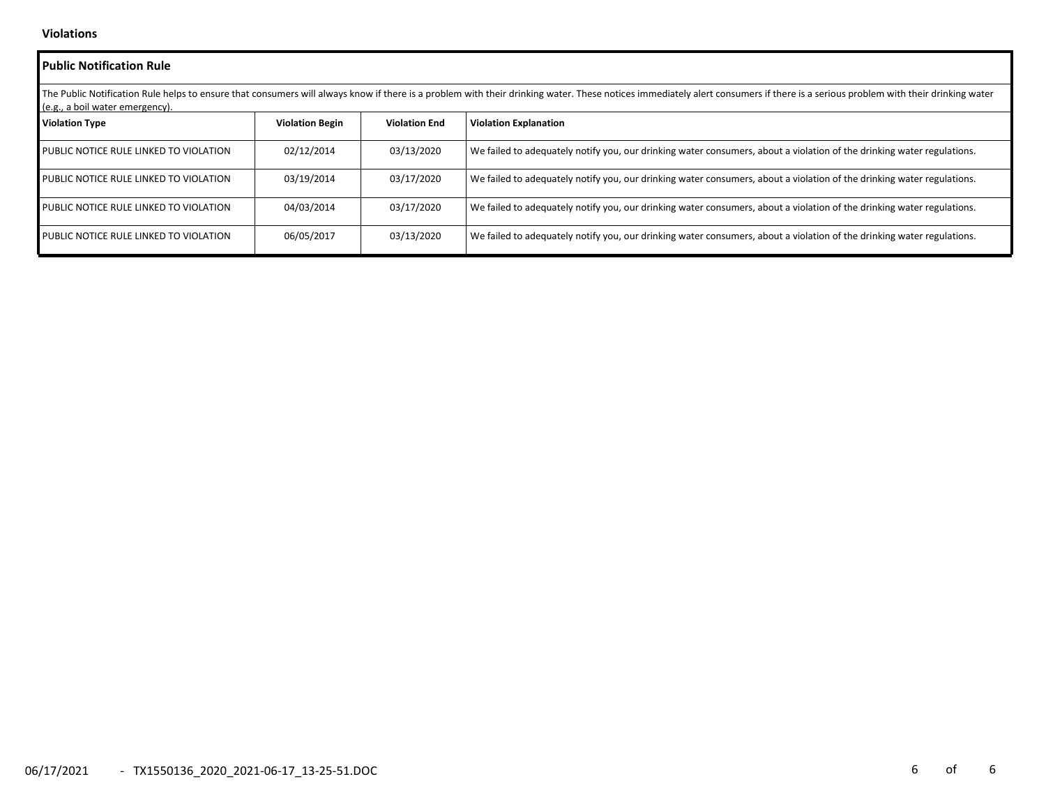**Violations**

### Public Notification Rule

The Public Notification Rule helps to ensure that consumers will always know if there is a problem with their drinking water. These notices immediately alert consumers if there is a serious problem with their drinking water (e.g., a boil water emergency).

| Violation Type | Violation Begin | Violation End | Violation Explanation |
|---|---|---|---|
| PUBLIC NOTICE RULE LINKED TO VIOLATION | 02/12/2014 | 03/13/2020 | We failed to adequately notify you, our drinking water consumers, about a violation of the drinking water regulations. |
| PUBLIC NOTICE RULE LINKED TO VIOLATION | 03/19/2014 | 03/17/2020 | We failed to adequately notify you, our drinking water consumers, about a violation of the drinking water regulations. |
| PUBLIC NOTICE RULE LINKED TO VIOLATION | 04/03/2014 | 03/17/2020 | We failed to adequately notify you, our drinking water consumers, about a violation of the drinking water regulations. |
| PUBLIC NOTICE RULE LINKED TO VIOLATION | 06/05/2017 | 03/13/2020 | We failed to adequately notify you, our drinking water consumers, about a violation of the drinking water regulations. |